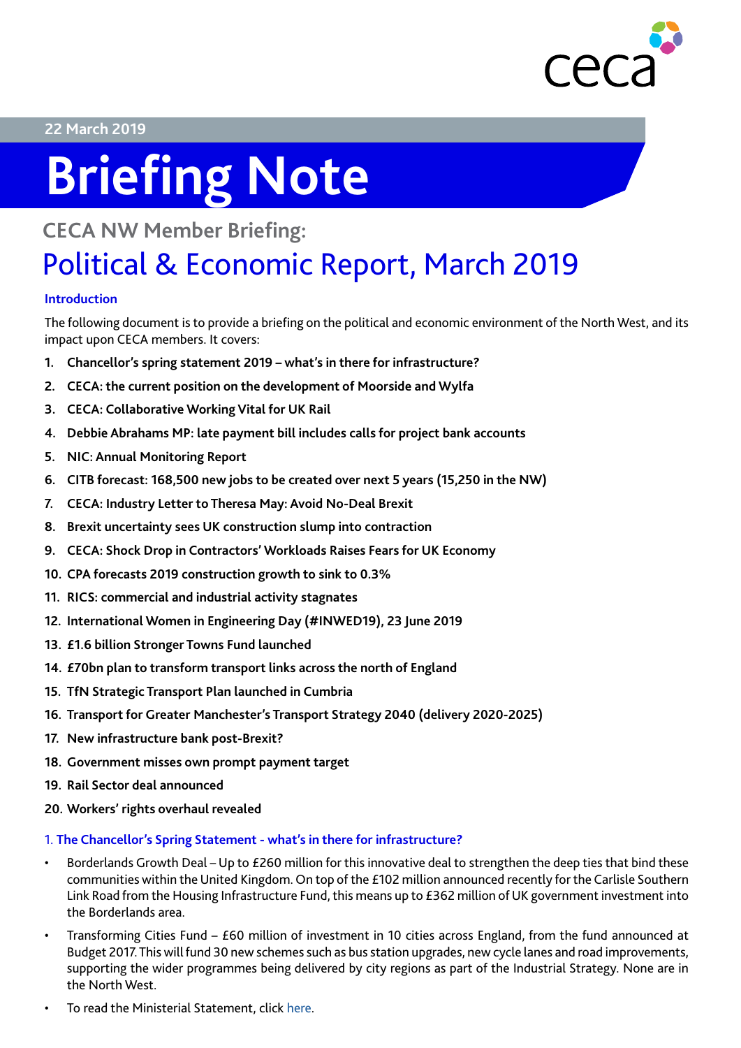22 March 2019

# Briefing Note

## CECA NW Member Briefing:

# Political & Economic Report, March 2019

### Introduction

The following document is to provide a briefing on the political and economic environment of the North West, and its impact upon CECA members. It covers:

1. **Chancellor's spring statement 2019 – what's in there for infrastructure?**
2. **CECA: the current position on the development of Moorside and Wylfa**
3. **CECA: Collaborative Working Vital for UK Rail**
4. **Debbie Abrahams MP: late payment bill includes calls for project bank accounts**
5. **NIC: Annual Monitoring Report**
6. **CITB forecast: 168,500 new jobs to be created over next 5 years (15,250 in the NW)**
7. **CECA: Industry Letter to Theresa May: Avoid No-Deal Brexit**
8. **Brexit uncertainty sees UK construction slump into contraction**
9. **CECA: Shock Drop in Contractors' Workloads Raises Fears for UK Economy**
10. **CPA forecasts 2019 construction growth to sink to 0.3%**
11. **RICS: commercial and industrial activity stagnates**
12. **International Women in Engineering Day (#INWED19), 23 June 2019**
13. **£1.6 billion Stronger Towns Fund launched**
14. **£70bn plan to transform transport links across the north of England**
15. **TfN Strategic Transport Plan launched in Cumbria**
16. **Transport for Greater Manchester's Transport Strategy 2040 (delivery 2020-2025)**
17. **New infrastructure bank post-Brexit?**
18. **Government misses own prompt payment target**
19. **Rail Sector deal announced**
20. **Workers' rights overhaul revealed**

### 1. The Chancellor's Spring Statement - what's in there for infrastructure?

- Borderlands Growth Deal – Up to £260 million for this innovative deal to strengthen the deep ties that bind these communities within the United Kingdom. On top of the £102 million announced recently for the Carlisle Southern Link Road from the Housing Infrastructure Fund, this means up to £362 million of UK government investment into the Borderlands area.
- Transforming Cities Fund – £60 million of investment in 10 cities across England, from the fund announced at Budget 2017. This will fund 30 new schemes such as bus station upgrades, new cycle lanes and road improvements, supporting the wider programmes being delivered by city regions as part of the Industrial Strategy. None are in the North West.
- To read the Ministerial Statement, click here.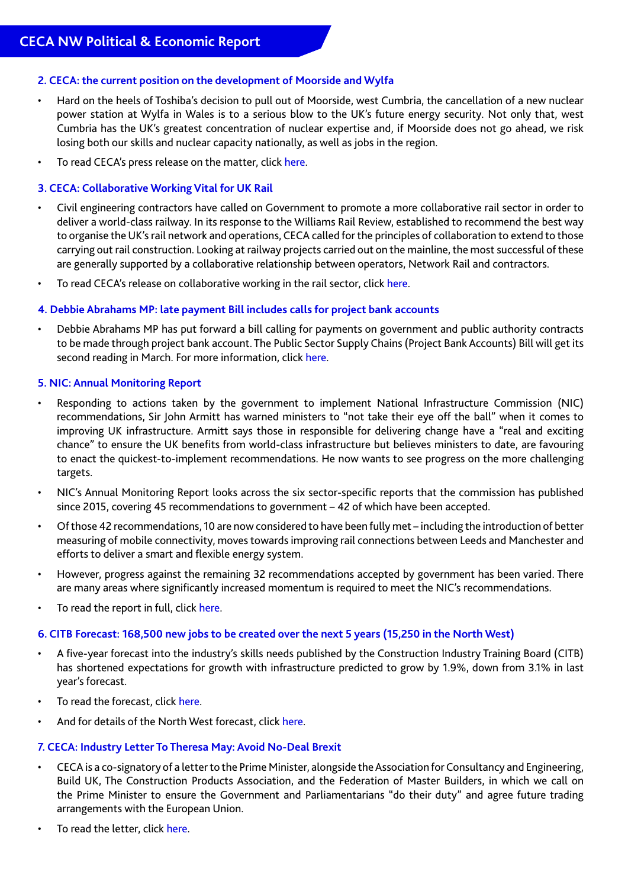## 2. CECA: the current position on the development of Moorside and Wylfa

- Hard on the heels of Toshiba's decision to pull out of Moorside, west Cumbria, the cancellation of a new nuclear power station at Wylfa in Wales is to a serious blow to the UK's future energy security. Not only that, west Cumbria has the UK's greatest concentration of nuclear expertise and, if Moorside does not go ahead, we risk losing both our skills and nuclear capacity nationally, as well as jobs in the region.
- To read CECA's press release on the matter, click here.

## 3. CECA: Collaborative Working Vital for UK Rail

- Civil engineering contractors have called on Government to promote a more collaborative rail sector in order to deliver a world-class railway. In its response to the Williams Rail Review, established to recommend the best way to organise the UK's rail network and operations, CECA called for the principles of collaboration to extend to those carrying out rail construction. Looking at railway projects carried out on the mainline, the most successful of these are generally supported by a collaborative relationship between operators, Network Rail and contractors.
- To read CECA's release on collaborative working in the rail sector, click here.

## 4. Debbie Abrahams MP: late payment Bill includes calls for project bank accounts

- Debbie Abrahams MP has put forward a bill calling for payments on government and public authority contracts to be made through project bank account. The Public Sector Supply Chains (Project Bank Accounts) Bill will get its second reading in March. For more information, click here.

## 5. NIC: Annual Monitoring Report

- Responding to actions taken by the government to implement National Infrastructure Commission (NIC) recommendations, Sir John Armitt has warned ministers to "not take their eye off the ball" when it comes to improving UK infrastructure. Armitt says those in responsible for delivering change have a "real and exciting chance" to ensure the UK benefits from world-class infrastructure but believes ministers to date, are favouring to enact the quickest-to-implement recommendations. He now wants to see progress on the more challenging targets.
- NIC's Annual Monitoring Report looks across the six sector-specific reports that the commission has published since 2015, covering 45 recommendations to government – 42 of which have been accepted.
- Of those 42 recommendations, 10 are now considered to have been fully met – including the introduction of better measuring of mobile connectivity, moves towards improving rail connections between Leeds and Manchester and efforts to deliver a smart and flexible energy system.
- However, progress against the remaining 32 recommendations accepted by government has been varied. There are many areas where significantly increased momentum is required to meet the NIC's recommendations.
- To read the report in full, click here.

## 6. CITB Forecast: 168,500 new jobs to be created over the next 5 years (15,250 in the North West)

- A five-year forecast into the industry's skills needs published by the Construction Industry Training Board (CITB) has shortened expectations for growth with infrastructure predicted to grow by 1.9%, down from 3.1% in last year's forecast.
- To read the forecast, click here.
- And for details of the North West forecast, click here.

## 7. CECA: Industry Letter To Theresa May: Avoid No-Deal Brexit

- CECA is a co-signatory of a letter to the Prime Minister, alongside the Association for Consultancy and Engineering, Build UK, The Construction Products Association, and the Federation of Master Builders, in which we call on the Prime Minister to ensure the Government and Parliamentarians "do their duty" and agree future trading arrangements with the European Union.
- To read the letter, click here.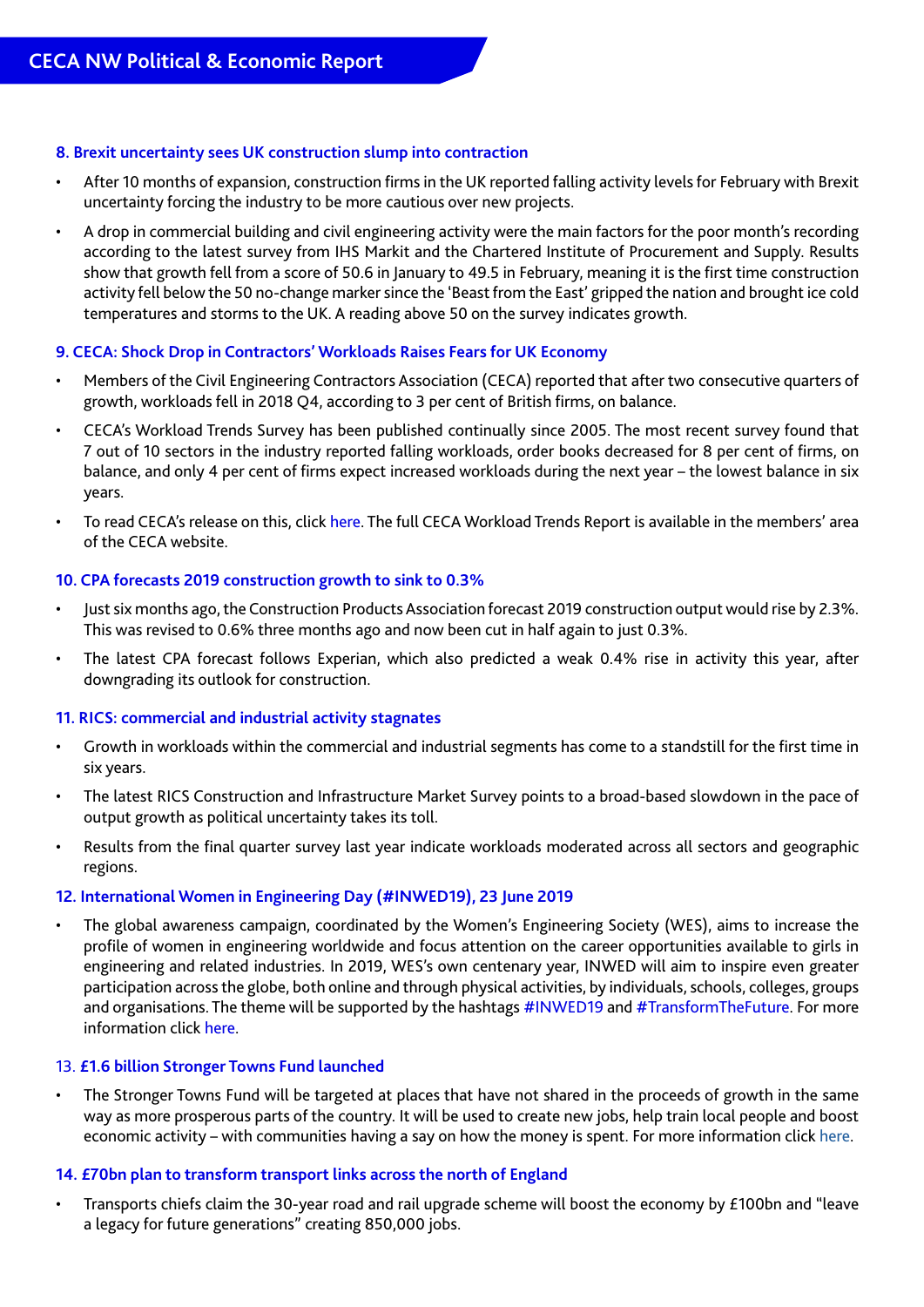### 8. Brexit uncertainty sees UK construction slump into contraction

- After 10 months of expansion, construction firms in the UK reported falling activity levels for February with Brexit uncertainty forcing the industry to be more cautious over new projects.
- A drop in commercial building and civil engineering activity were the main factors for the poor month's recording according to the latest survey from IHS Markit and the Chartered Institute of Procurement and Supply. Results show that growth fell from a score of 50.6 in January to 49.5 in February, meaning it is the first time construction activity fell below the 50 no-change marker since the 'Beast from the East' gripped the nation and brought ice cold temperatures and storms to the UK. A reading above 50 on the survey indicates growth.

### 9. CECA: Shock Drop in Contractors' Workloads Raises Fears for UK Economy

- Members of the Civil Engineering Contractors Association (CECA) reported that after two consecutive quarters of growth, workloads fell in 2018 Q4, according to 3 per cent of British firms, on balance.
- CECA's Workload Trends Survey has been published continually since 2005. The most recent survey found that 7 out of 10 sectors in the industry reported falling workloads, order books decreased for 8 per cent of firms, on balance, and only 4 per cent of firms expect increased workloads during the next year – the lowest balance in six years.
- To read CECA's release on this, click here. The full CECA Workload Trends Report is available in the members' area of the CECA website.

### 10. CPA forecasts 2019 construction growth to sink to 0.3%

- Just six months ago, the Construction Products Association forecast 2019 construction output would rise by 2.3%. This was revised to 0.6% three months ago and now been cut in half again to just 0.3%.
- The latest CPA forecast follows Experian, which also predicted a weak 0.4% rise in activity this year, after downgrading its outlook for construction.

### 11. RICS: commercial and industrial activity stagnates

- Growth in workloads within the commercial and industrial segments has come to a standstill for the first time in six years.
- The latest RICS Construction and Infrastructure Market Survey points to a broad-based slowdown in the pace of output growth as political uncertainty takes its toll.
- Results from the final quarter survey last year indicate workloads moderated across all sectors and geographic regions.

### 12. International Women in Engineering Day (#INWED19), 23 June 2019

- The global awareness campaign, coordinated by the Women's Engineering Society (WES), aims to increase the profile of women in engineering worldwide and focus attention on the career opportunities available to girls in engineering and related industries. In 2019, WES's own centenary year, INWED will aim to inspire even greater participation across the globe, both online and through physical activities, by individuals, schools, colleges, groups and organisations. The theme will be supported by the hashtags #INWED19 and #TransformTheFuture. For more information click here.

### 13. £1.6 billion Stronger Towns Fund launched

- The Stronger Towns Fund will be targeted at places that have not shared in the proceeds of growth in the same way as more prosperous parts of the country. It will be used to create new jobs, help train local people and boost economic activity – with communities having a say on how the money is spent. For more information click here.

### 14. £70bn plan to transform transport links across the north of England

- Transports chiefs claim the 30-year road and rail upgrade scheme will boost the economy by £100bn and "leave a legacy for future generations" creating 850,000 jobs.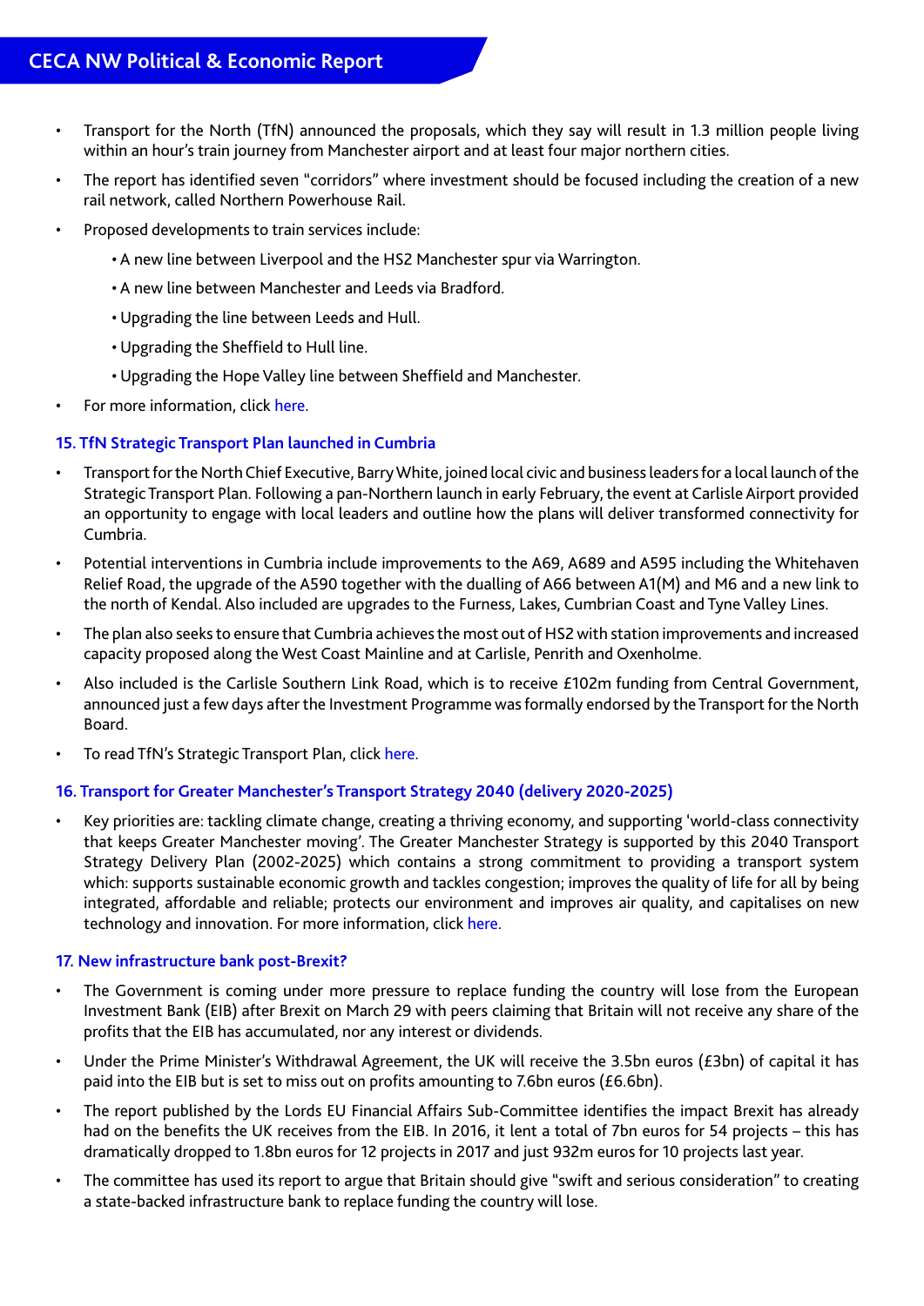- Transport for the North (TfN) announced the proposals, which they say will result in 1.3 million people living within an hour's train journey from Manchester airport and at least four major northern cities.
- The report has identified seven "corridors" where investment should be focused including the creation of a new rail network, called Northern Powerhouse Rail.
- Proposed developments to train services include:
    - A new line between Liverpool and the HS2 Manchester spur via Warrington.
    - A new line between Manchester and Leeds via Bradford.
    - Upgrading the line between Leeds and Hull.
    - Upgrading the Sheffield to Hull line.
    - Upgrading the Hope Valley line between Sheffield and Manchester.
- For more information, click here.

### 15. TfN Strategic Transport Plan launched in Cumbria

- Transport for the North Chief Executive, Barry White, joined local civic and business leaders for a local launch of the Strategic Transport Plan. Following a pan-Northern launch in early February, the event at Carlisle Airport provided an opportunity to engage with local leaders and outline how the plans will deliver transformed connectivity for Cumbria.
- Potential interventions in Cumbria include improvements to the A69, A689 and A595 including the Whitehaven Relief Road, the upgrade of the A590 together with the dualling of A66 between A1(M) and M6 and a new link to the north of Kendal. Also included are upgrades to the Furness, Lakes, Cumbrian Coast and Tyne Valley Lines.
- The plan also seeks to ensure that Cumbria achieves the most out of HS2 with station improvements and increased capacity proposed along the West Coast Mainline and at Carlisle, Penrith and Oxenholme.
- Also included is the Carlisle Southern Link Road, which is to receive £102m funding from Central Government, announced just a few days after the Investment Programme was formally endorsed by the Transport for the North Board.
- To read TfN's Strategic Transport Plan, click here.

### 16. Transport for Greater Manchester's Transport Strategy 2040 (delivery 2020-2025)

- Key priorities are: tackling climate change, creating a thriving economy, and supporting 'world-class connectivity that keeps Greater Manchester moving'. The Greater Manchester Strategy is supported by this 2040 Transport Strategy Delivery Plan (2002-2025) which contains a strong commitment to providing a transport system which: supports sustainable economic growth and tackles congestion; improves the quality of life for all by being integrated, affordable and reliable; protects our environment and improves air quality, and capitalises on new technology and innovation. For more information, click here.

### 17. New infrastructure bank post-Brexit?

- The Government is coming under more pressure to replace funding the country will lose from the European Investment Bank (EIB) after Brexit on March 29 with peers claiming that Britain will not receive any share of the profits that the EIB has accumulated, nor any interest or dividends.
- Under the Prime Minister's Withdrawal Agreement, the UK will receive the 3.5bn euros (£3bn) of capital it has paid into the EIB but is set to miss out on profits amounting to 7.6bn euros (£6.6bn).
- The report published by the Lords EU Financial Affairs Sub-Committee identifies the impact Brexit has already had on the benefits the UK receives from the EIB. In 2016, it lent a total of 7bn euros for 54 projects – this has dramatically dropped to 1.8bn euros for 12 projects in 2017 and just 932m euros for 10 projects last year.
- The committee has used its report to argue that Britain should give "swift and serious consideration" to creating a state-backed infrastructure bank to replace funding the country will lose.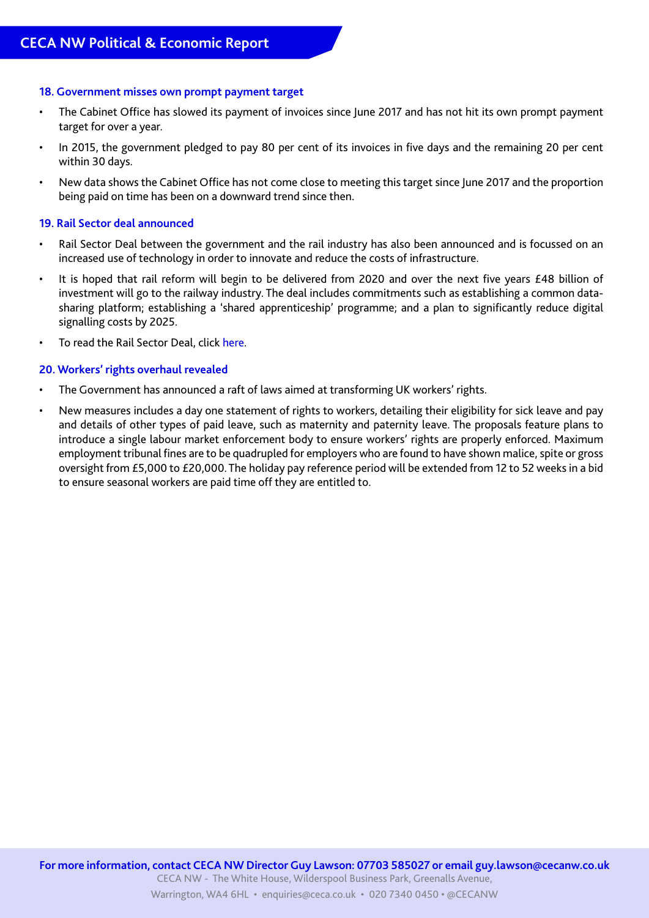### 18. Government misses own prompt payment target

- The Cabinet Office has slowed its payment of invoices since June 2017 and has not hit its own prompt payment target for over a year.
- In 2015, the government pledged to pay 80 per cent of its invoices in five days and the remaining 20 per cent within 30 days.
- New data shows the Cabinet Office has not come close to meeting this target since June 2017 and the proportion being paid on time has been on a downward trend since then.

### 19. Rail Sector deal announced

- Rail Sector Deal between the government and the rail industry has also been announced and is focussed on an increased use of technology in order to innovate and reduce the costs of infrastructure.
- It is hoped that rail reform will begin to be delivered from 2020 and over the next five years £48 billion of investment will go to the railway industry. The deal includes commitments such as establishing a common data-sharing platform; establishing a 'shared apprenticeship' programme; and a plan to significantly reduce digital signalling costs by 2025.
- To read the Rail Sector Deal, click here.

### 20. Workers' rights overhaul revealed

- The Government has announced a raft of laws aimed at transforming UK workers' rights.
- New measures includes a day one statement of rights to workers, detailing their eligibility for sick leave and pay and details of other types of paid leave, such as maternity and paternity leave. The proposals feature plans to introduce a single labour market enforcement body to ensure workers' rights are properly enforced. Maximum employment tribunal fines are to be quadrupled for employers who are found to have shown malice, spite or gross oversight from £5,000 to £20,000. The holiday pay reference period will be extended from 12 to 52 weeks in a bid to ensure seasonal workers are paid time off they are entitled to.

**For more information, contact CECA NW Director Guy Lawson: 07703 585027 or email guy.lawson@cecanw.co.uk**

CECA NW - The White House, Wilderspool Business Park, Greenalls Avenue, Warrington, WA4 6HL • enquiries@ceca.co.uk • 020 7340 0450 • @CECANW